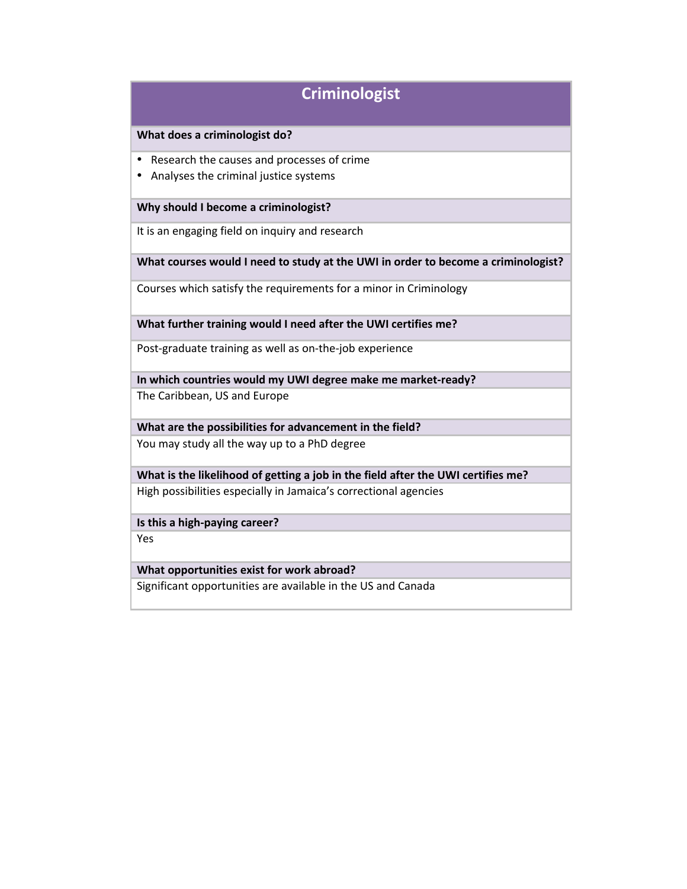# Criminologist

**What does a criminologist do?**

- Research the causes and processes of crime
- Analyses the criminal justice systems

**Why should I become a criminologist?**

It is an engaging field on inquiry and research

**What courses would I need to study at the UWI in order to become a criminologist?**

Courses which satisfy the requirements for a minor in Criminology

**What further training would I need after the UWI certifies me?**

Post-graduate training as well as on-the-job experience

**In which countries would my UWI degree make me market-ready?**

The Caribbean, US and Europe

**What are the possibilities for advancement in the field?**

You may study all the way up to a PhD degree

**What is the likelihood of getting a job in the field after the UWI certifies me?**

High possibilities especially in Jamaica's correctional agencies

**Is this a high-paying career?**

Yes

**What opportunities exist for work abroad?**

Significant opportunities are available in the US and Canada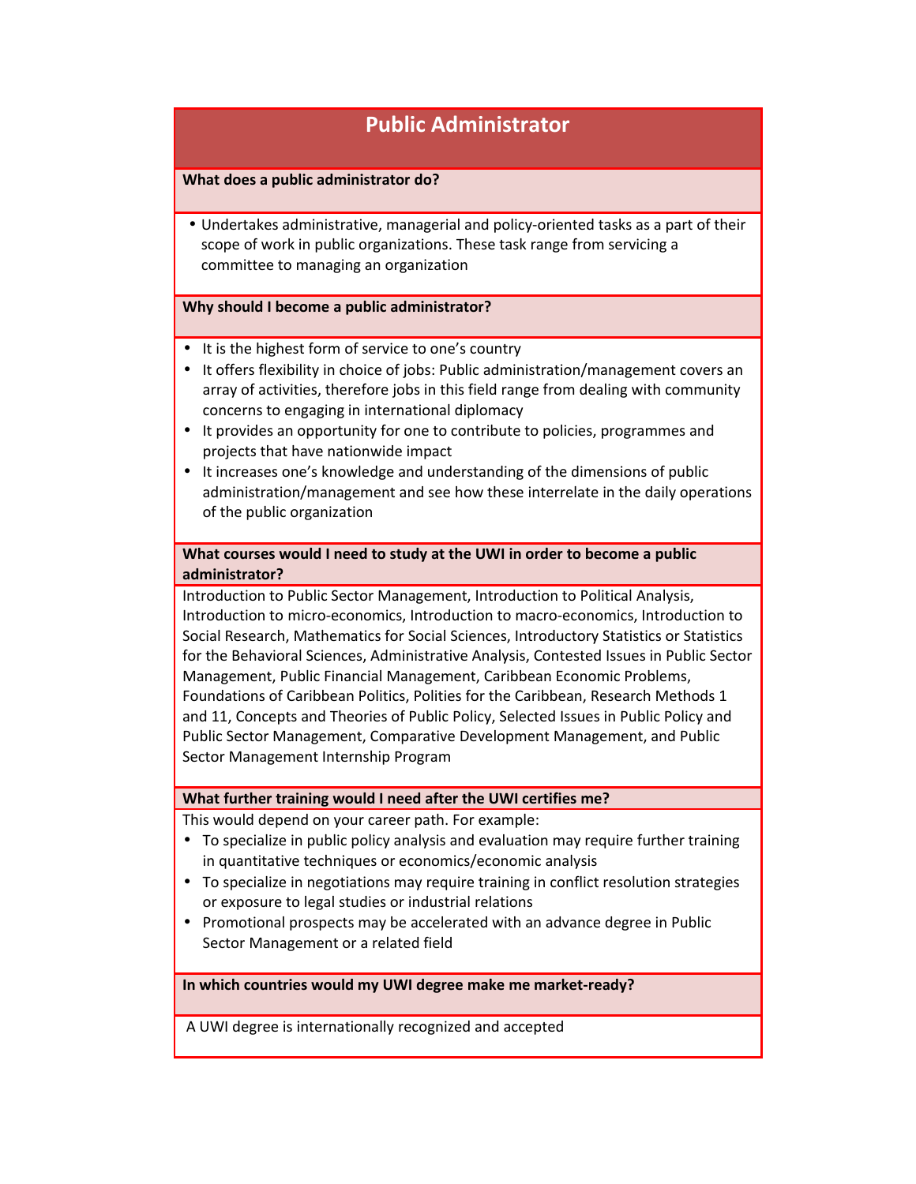# Public Administrator

**What does a public administrator do?**

- Undertakes administrative, managerial and policy-oriented tasks as a part of their scope of work in public organizations. These task range from servicing a committee to managing an organization

**Why should I become a public administrator?**

- It is the highest form of service to one's country
- It offers flexibility in choice of jobs: Public administration/management covers an array of activities, therefore jobs in this field range from dealing with community concerns to engaging in international diplomacy
- It provides an opportunity for one to contribute to policies, programmes and projects that have nationwide impact
- It increases one's knowledge and understanding of the dimensions of public administration/management and see how these interrelate in the daily operations of the public organization

**What courses would I need to study at the UWI in order to become a public administrator?**

Introduction to Public Sector Management, Introduction to Political Analysis, Introduction to micro-economics, Introduction to macro-economics, Introduction to Social Research, Mathematics for Social Sciences, Introductory Statistics or Statistics for the Behavioral Sciences, Administrative Analysis, Contested Issues in Public Sector Management, Public Financial Management, Caribbean Economic Problems, Foundations of Caribbean Politics, Polities for the Caribbean, Research Methods 1 and 11, Concepts and Theories of Public Policy, Selected Issues in Public Policy and Public Sector Management, Comparative Development Management, and Public Sector Management Internship Program

**What further training would I need after the UWI certifies me?**

This would depend on your career path. For example:

- To specialize in public policy analysis and evaluation may require further training in quantitative techniques or economics/economic analysis
- To specialize in negotiations may require training in conflict resolution strategies or exposure to legal studies or industrial relations
- Promotional prospects may be accelerated with an advance degree in Public Sector Management or a related field

**In which countries would my UWI degree make me market-ready?**

A UWI degree is internationally recognized and accepted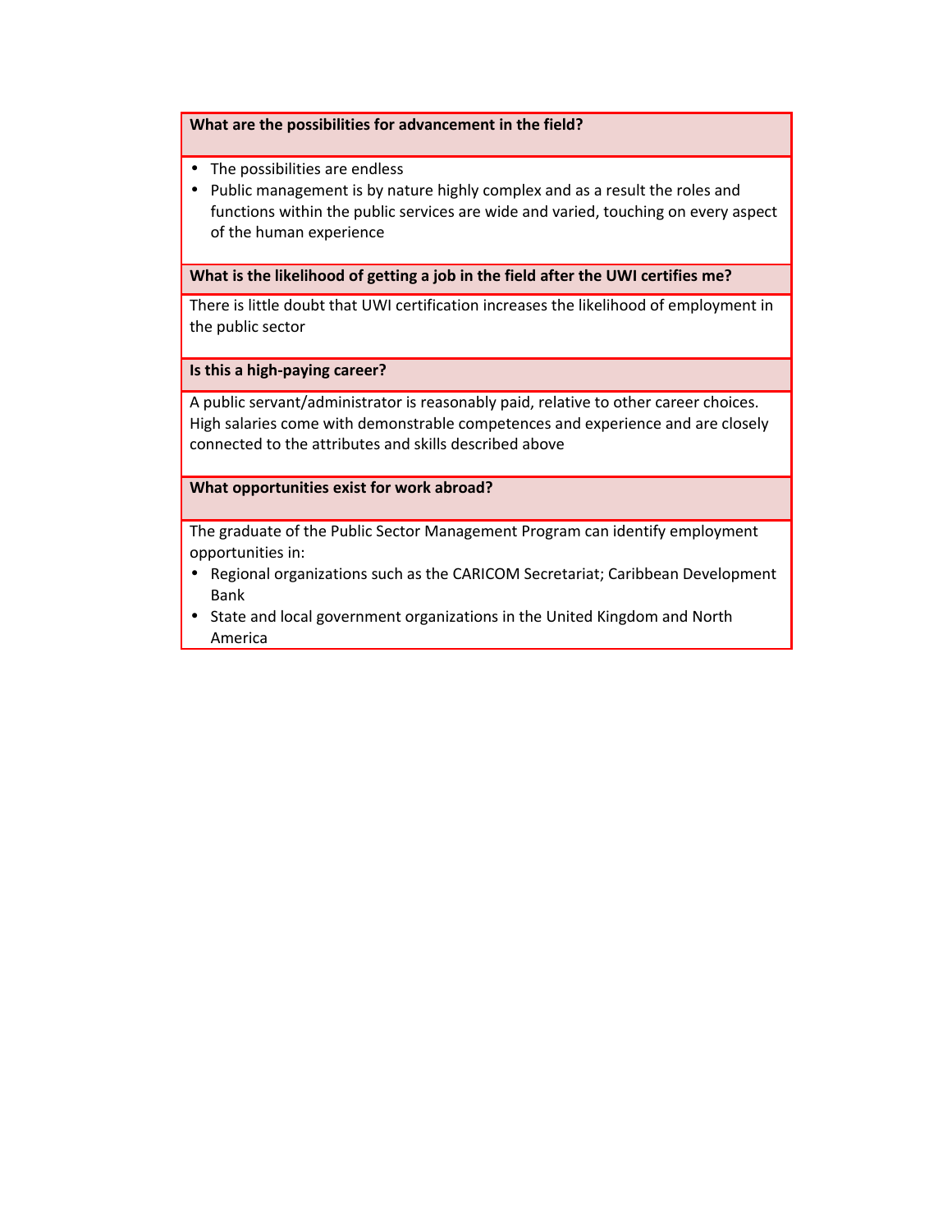**What are the possibilities for advancement in the field?**

- The possibilities are endless
- Public management is by nature highly complex and as a result the roles and functions within the public services are wide and varied, touching on every aspect of the human experience

**What is the likelihood of getting a job in the field after the UWI certifies me?**

There is little doubt that UWI certification increases the likelihood of employment in the public sector

**Is this a high-paying career?**

A public servant/administrator is reasonably paid, relative to other career choices. High salaries come with demonstrable competences and experience and are closely connected to the attributes and skills described above

**What opportunities exist for work abroad?**

The graduate of the Public Sector Management Program can identify employment opportunities in:

- Regional organizations such as the CARICOM Secretariat; Caribbean Development Bank
- State and local government organizations in the United Kingdom and North America